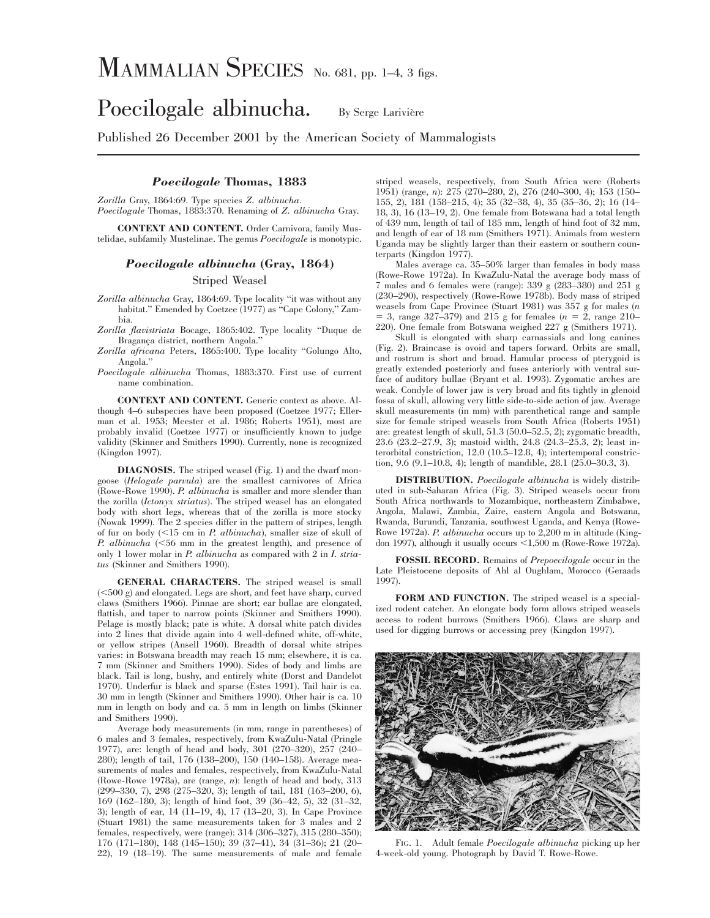# Mammalian Species No. 681, pp. 1–4, 3 figs.

# Poecilogale albinucha.

By Serge Larivière

Published 26 December 2001 by the American Society of Mammalogists

## *Poecilogale* Thomas, 1883

*Zorilla* Gray, 1864:69. Type species *Z. albinucha*.
*Poecilogale* Thomas, 1883:370. Renaming of *Z. albinucha* Gray.

**CONTEXT AND CONTENT.** Order Carnivora, family Mustelidae, subfamily Mustelinae. The genus *Poecilogale* is monotypic.

## *Poecilogale albinucha* (Gray, 1864)

### Striped Weasel

*Zorilla albinucha* Gray, 1864:69. Type locality "it was without any habitat." Emended by Coetzee (1977) as "Cape Colony," Zambia.

*Zorilla flavistriata* Bocage, 1865:402. Type locality "Duque de Bragança district, northern Angola."

*Zorilla africana* Peters, 1865:400. Type locality "Golungo Alto, Angola."

*Poecilogale albinucha* Thomas, 1883:370. First use of current name combination.

**CONTEXT AND CONTENT.** Generic context as above. Although 4–6 subspecies have been proposed (Coetzee 1977; Ellerman et al. 1953; Meester et al. 1986; Roberts 1951), most are probably invalid (Coetzee 1977) or insufficiently known to judge validity (Skinner and Smithers 1990). Currently, none is recognized (Kingdon 1997).

**DIAGNOSIS.** The striped weasel (Fig. 1) and the dwarf mongoose (*Helogale parvula*) are the smallest carnivores of Africa (Rowe-Rowe 1990). *P. albinucha* is smaller and more slender than the zorilla (*Ictonyx striatus*). The striped weasel has an elongated body with short legs, whereas that of the zorilla is more stocky (Nowak 1999). The 2 species differ in the pattern of stripes, length of fur on body (<15 cm in *P. albinucha*), smaller size of skull of *P. albinucha* (<56 mm in the greatest length), and presence of only 1 lower molar in *P. albinucha* as compared with 2 in *I. striatus* (Skinner and Smithers 1990).

**GENERAL CHARACTERS.** The striped weasel is small (<500 g) and elongated. Legs are short, and feet have sharp, curved claws (Smithers 1966). Pinnae are short; ear bullae are elongated, flattish, and taper to narrow points (Skinner and Smithers 1990). Pelage is mostly black; pate is white. A dorsal white patch divides into 2 lines that divide again into 4 well-defined white, off-white, or yellow stripes (Ansell 1960). Breadth of dorsal white stripes varies: in Botswana breadth may reach 15 mm; elsewhere, it is ca. 7 mm (Skinner and Smithers 1990). Sides of body and limbs are black. Tail is long, bushy, and entirely white (Dorst and Dandelot 1970). Underfur is black and sparse (Estes 1991). Tail hair is ca. 30 mm in length (Skinner and Smithers 1990). Other hair is ca. 10 mm in length on body and ca. 5 mm in length on limbs (Skinner and Smithers 1990).

Average body measurements (in mm, range in parentheses) of 6 males and 3 females, respectively, from KwaZulu-Natal (Pringle 1977), are: length of head and body, 301 (270–320), 257 (240–280); length of tail, 176 (138–200), 150 (140–158). Average measurements of males and females, respectively, from KwaZulu-Natal (Rowe-Rowe 1978a), are (range, *n*): length of head and body, 313 (299–330, 7), 298 (275–320, 3); length of tail, 181 (163–200, 6), 169 (162–180, 3); length of hind foot, 39 (36–42, 5), 32 (31–32, 3); length of ear, 14 (11–19, 4), 17 (13–20, 3). In Cape Province (Stuart 1981) the same measurements taken for 3 males and 2 females, respectively, were (range): 314 (306–327), 315 (280–350); 176 (171–180), 148 (145–150); 39 (37–41), 34 (31–36); 21 (20–22), 19 (18–19). The same measurements of male and female striped weasels, respectively, from South Africa were (Roberts 1951) (range, *n*): 275 (270–280, 2), 276 (240–300, 4); 153 (150–155, 2), 181 (158–215, 4); 35 (32–38, 4), 35 (35–36, 2); 16 (14–18, 3), 16 (13–19, 2). One female from Botswana had a total length of 439 mm, length of tail of 185 mm, length of hind foot of 32 mm, and length of ear of 18 mm (Smithers 1971). Animals from western Uganda may be slightly larger than their eastern or southern counterparts (Kingdon 1977).

Males average ca. 35–50% larger than females in body mass (Rowe-Rowe 1972a). In KwaZulu-Natal the average body mass of 7 males and 6 females were (range): 339 g (283–380) and 251 g (230–290), respectively (Rowe-Rowe 1978b). Body mass of striped weasels from Cape Province (Stuart 1981) was 357 g for males ($n = 3$, range 327–379) and 215 g for females ($n = 2$, range 210–220). One female from Botswana weighed 227 g (Smithers 1971).

Skull is elongated with sharp carnassials and long canines (Fig. 2). Braincase is ovoid and tapers forward. Orbits are small, and rostrum is short and broad. Hamular process of pterygoid is greatly extended posteriorly and fuses anteriorly with ventral surface of auditory bullae (Bryant et al. 1993). Zygomatic arches are weak. Condyle of lower jaw is very broad and fits tightly in glenoid fossa of skull, allowing very little side-to-side action of jaw. Average skull measurements (in mm) with parenthetical range and sample size for female striped weasels from South Africa (Roberts 1951) are: greatest length of skull, 51.3 (50.0–52.5, 2); zygomatic breadth, 23.6 (23.2–27.9, 3); mastoid width, 24.8 (24.3–25.3, 2); least interorbital constriction, 12.0 (10.5–12.8, 4); intertemporal constriction, 9.6 (9.1–10.8, 4); length of mandible, 28.1 (25.0–30.3, 3).

**DISTRIBUTION.** *Poecilogale albinucha* is widely distributed in sub-Saharan Africa (Fig. 3). Striped weasels occur from South Africa northwards to Mozambique, northeastern Zimbabwe, Angola, Malawi, Zambia, Zaire, eastern Angola and Botswana, Rwanda, Burundi, Tanzania, southwest Uganda, and Kenya (Rowe-Rowe 1972a). *P. albinucha* occurs up to 2,200 m in altitude (Kingdon 1997), although it usually occurs <1,500 m (Rowe-Rowe 1972a).

**FOSSIL RECORD.** Remains of *Prepoecilogale* occur in the Late Pleistocene deposits of Ahl al Oughlam, Morocco (Geraads 1997).

**FORM AND FUNCTION.** The striped weasel is a specialized rodent catcher. An elongate body form allows striped weasels access to rodent burrows (Smithers 1966). Claws are sharp and used for digging burrows or accessing prey (Kingdon 1997).

FIG. 1. Adult female *Poecilogale albinucha* picking up her 4-week-old young. Photograph by David T. Rowe-Rowe.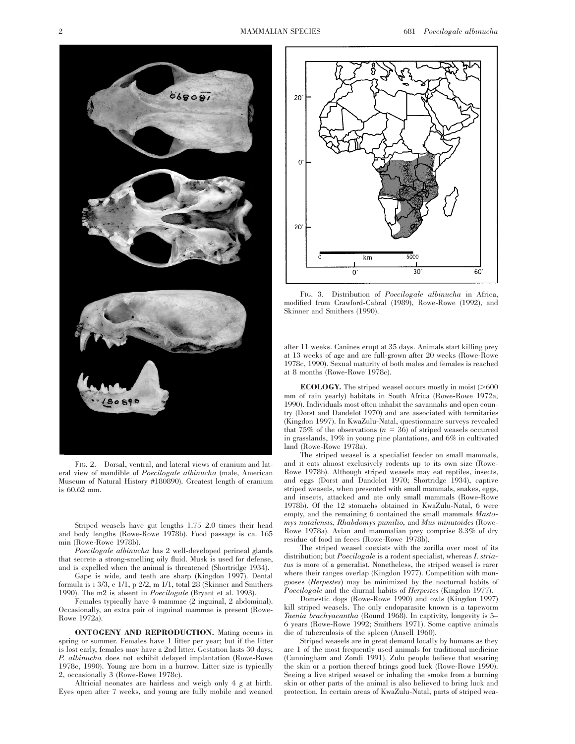FIG. 2. Dorsal, ventral, and lateral views of cranium and lateral view of mandible of *Poecilogale albinucha* (male, American Museum of Natural History #180890). Greatest length of cranium is 60.62 mm.

Striped weasels have gut lengths 1.75–2.0 times their head and body lengths (Rowe-Rowe 1978b). Food passage is ca. 165 min (Rowe-Rowe 1978b).

*Poecilogale albinucha* has 2 well-developed perineal glands that secrete a strong-smelling oily fluid. Musk is used for defense, and is expelled when the animal is threatened (Shortridge 1934).

Gape is wide, and teeth are sharp (Kingdon 1997). Dental formula is i 3/3, c 1/1, p 2/2, m 1/1, total 28 (Skinner and Smithers 1990). The m2 is absent in *Poecilogale* (Bryant et al. 1993).

Females typically have 4 mammae (2 inguinal, 2 abdominal). Occasionally, an extra pair of inguinal mammae is present (Rowe-Rowe 1972a).

**ONTOGENY AND REPRODUCTION.** Mating occurs in spring or summer. Females have 1 litter per year; but if the litter is lost early, females may have a 2nd litter. Gestation lasts 30 days; *P. albinucha* does not exhibit delayed implantation (Rowe-Rowe 1978c, 1990). Young are born in a burrow. Litter size is typically 2, occasionally 3 (Rowe-Rowe 1978c).

Altricial neonates are hairless and weigh only 4 g at birth. Eyes open after 7 weeks, and young are fully mobile and weaned after 11 weeks. Canines erupt at 35 days. Animals start killing prey at 13 weeks of age and are full-grown after 20 weeks (Rowe-Rowe 1978c, 1990). Sexual maturity of both males and females is reached at 8 months (Rowe-Rowe 1978c).

FIG. 3. Distribution of *Poecilogale albinucha* in Africa, modified from Crawford-Cabral (1989), Rowe-Rowe (1992), and Skinner and Smithers (1990).

**ECOLOGY.** The striped weasel occurs mostly in moist (>600 mm of rain yearly) habitats in South Africa (Rowe-Rowe 1972a, 1990). Individuals most often inhabit the savannahs and open country (Dorst and Dandelot 1970) and are associated with termitaries (Kingdon 1997). In KwaZulu-Natal, questionnaire surveys revealed that 75% of the observations ($n = 36$) of striped weasels occurred in grasslands, 19% in young pine plantations, and 6% in cultivated land (Rowe-Rowe 1978a).

The striped weasel is a specialist feeder on small mammals, and it eats almost exclusively rodents up to its own size (Rowe-Rowe 1978b). Although striped weasels may eat reptiles, insects, and eggs (Dorst and Dandelot 1970; Shortridge 1934), captive striped weasels, when presented with small mammals, snakes, eggs, and insects, attacked and ate only small mammals (Rowe-Rowe 1978b). Of the 12 stomachs obtained in KwaZulu-Natal, 6 were empty, and the remaining 6 contained the small mammals *Mastomys natalensis*, *Rhabdomys pumilio*, and *Mus minutoides* (Rowe-Rowe 1978a). Avian and mammalian prey comprise 8.3% of dry residue of food in feces (Rowe-Rowe 1978b).

The striped weasel coexists with the zorilla over most of its distribution; but *Poecilogale* is a rodent specialist, whereas *I. striatus* is more of a generalist. Nonetheless, the striped weasel is rarer where their ranges overlap (Kingdon 1977). Competition with mongooses (*Herpestes*) may be minimized by the nocturnal habits of *Poecilogale* and the diurnal habits of *Herpestes* (Kingdon 1977).

Domestic dogs (Rowe-Rowe 1990) and owls (Kingdon 1997) kill striped weasels. The only endoparasite known is a tapeworm *Taenia brachyacantha* (Round 1968). In captivity, longevity is 5–6 years (Rowe-Rowe 1992; Smithers 1971). Some captive animals die of tuberculosis of the spleen (Ansell 1960).

Striped weasels are in great demand locally by humans as they are 1 of the most frequently used animals for traditional medicine (Cunningham and Zondi 1991). Zulu people believe that wearing the skin or a portion thereof brings good luck (Rowe-Rowe 1990). Seeing a live striped weasel or inhaling the smoke from a burning skin or other parts of the animal is also believed to bring luck and protection. In certain areas of KwaZulu-Natal, parts of striped wea-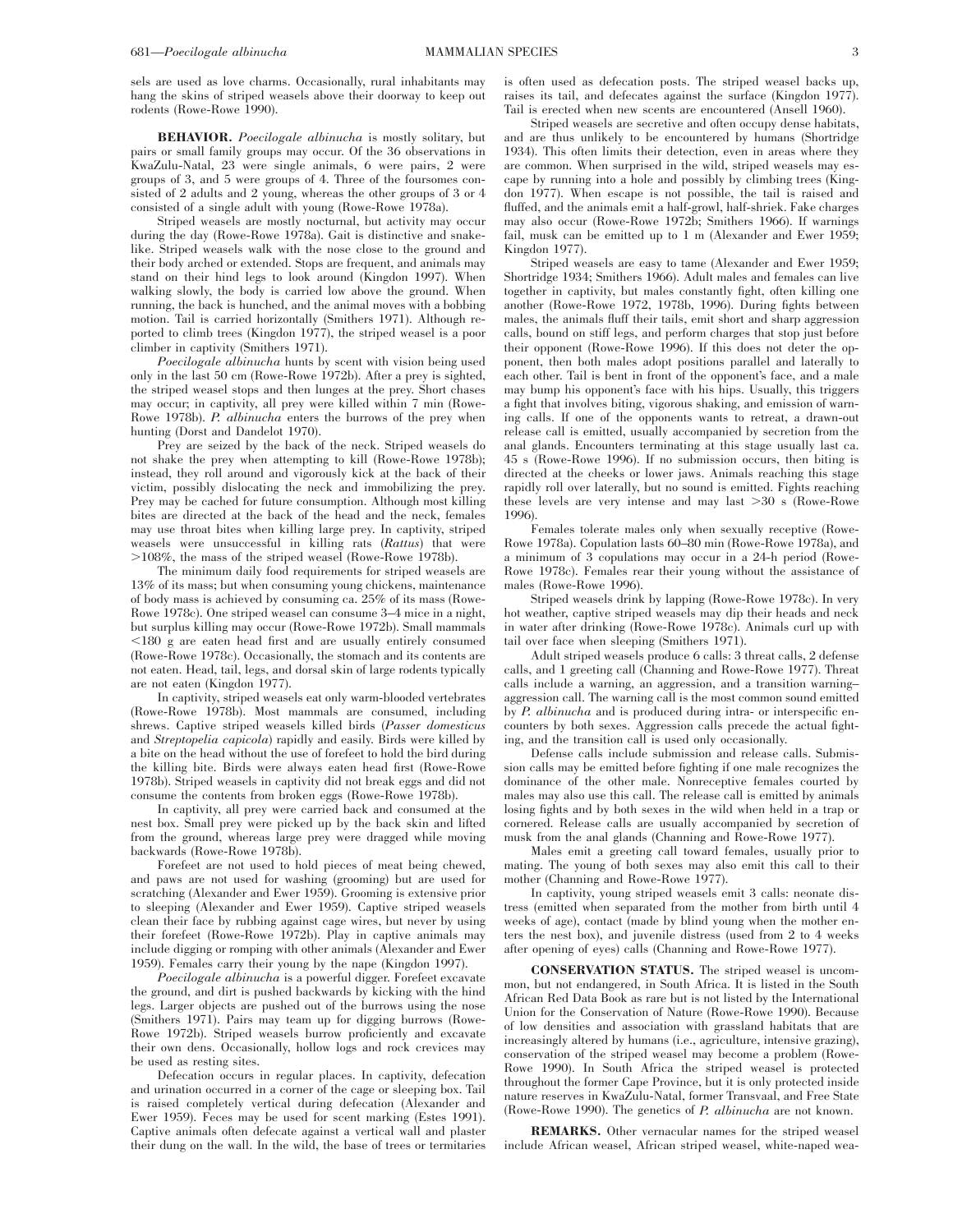sels are used as love charms. Occasionally, rural inhabitants may hang the skins of striped weasels above their doorway to keep out rodents (Rowe-Rowe 1990).

**BEHAVIOR.** *Poecilogale albinucha* is mostly solitary, but pairs or small family groups may occur. Of the 36 observations in KwaZulu-Natal, 23 were single animals, 6 were pairs, 2 were groups of 3, and 5 were groups of 4. Three of the foursomes consisted of 2 adults and 2 young, whereas the other groups of 3 or 4 consisted of a single adult with young (Rowe-Rowe 1978a).

Striped weasels are mostly nocturnal, but activity may occur during the day (Rowe-Rowe 1978a). Gait is distinctive and snakelike. Striped weasels walk with the nose close to the ground and their body arched or extended. Stops are frequent, and animals may stand on their hind legs to look around (Kingdon 1997). When walking slowly, the body is carried low above the ground. When running, the back is hunched, and the animal moves with a bobbing motion. Tail is carried horizontally (Smithers 1971). Although reported to climb trees (Kingdon 1977), the striped weasel is a poor climber in captivity (Smithers 1971).

*Poecilogale albinucha* hunts by scent with vision being used only in the last 50 cm (Rowe-Rowe 1972b). After a prey is sighted, the striped weasel stops and then lunges at the prey. Short chases may occur; in captivity, all prey were killed within 7 min (Rowe-Rowe 1978b). *P. albinucha* enters the burrows of the prey when hunting (Dorst and Dandelot 1970).

Prey are seized by the back of the neck. Striped weasels do not shake the prey when attempting to kill (Rowe-Rowe 1978b); instead, they roll around and vigorously kick at the back of their victim, possibly dislocating the neck and immobilizing the prey. Prey may be cached for future consumption. Although most killing bites are directed at the back of the head and the neck, females may use throat bites when killing large prey. In captivity, striped weasels were unsuccessful in killing rats (*Rattus*) that were >108%, the mass of the striped weasel (Rowe-Rowe 1978b).

The minimum daily food requirements for striped weasels are 13% of its mass; but when consuming young chickens, maintenance of body mass is achieved by consuming ca. 25% of its mass (Rowe-Rowe 1978c). One striped weasel can consume 3–4 mice in a night, but surplus killing may occur (Rowe-Rowe 1972b). Small mammals <180 g are eaten head first and are usually entirely consumed (Rowe-Rowe 1978c). Occasionally, the stomach and its contents are not eaten. Head, tail, legs, and dorsal skin of large rodents typically are not eaten (Kingdon 1977).

In captivity, striped weasels eat only warm-blooded vertebrates (Rowe-Rowe 1978b). Most mammals are consumed, including shrews. Captive striped weasels killed birds (*Passer domesticus* and *Streptopelia capicola*) rapidly and easily. Birds were killed by a bite on the head without the use of forefeet to hold the bird during the killing bite. Birds were always eaten head first (Rowe-Rowe 1978b). Striped weasels in captivity did not break eggs and did not consume the contents from broken eggs (Rowe-Rowe 1978b).

In captivity, all prey were carried back and consumed at the nest box. Small prey were picked up by the back skin and lifted from the ground, whereas large prey were dragged while moving backwards (Rowe-Rowe 1978b).

Forefeet are not used to hold pieces of meat being chewed, and paws are not used for washing (grooming) but are used for scratching (Alexander and Ewer 1959). Grooming is extensive prior to sleeping (Alexander and Ewer 1959). Captive striped weasels clean their face by rubbing against cage wires, but never by using their forefeet (Rowe-Rowe 1972b). Play in captive animals may include digging or romping with other animals (Alexander and Ewer 1959). Females carry their young by the nape (Kingdon 1997).

*Poecilogale albinucha* is a powerful digger. Forefeet excavate the ground, and dirt is pushed backwards by kicking with the hind legs. Larger objects are pushed out of the burrows using the nose (Smithers 1971). Pairs may team up for digging burrows (Rowe-Rowe 1972b). Striped weasels burrow proficiently and excavate their own dens. Occasionally, hollow logs and rock crevices may be used as resting sites.

Defecation occurs in regular places. In captivity, defecation and urination occurred in a corner of the cage or sleeping box. Tail is raised completely vertical during defecation (Alexander and Ewer 1959). Feces may be used for scent marking (Estes 1991). Captive animals often defecate against a vertical wall and plaster their dung on the wall. In the wild, the base of trees or termitaries is often used as defecation posts. The striped weasel backs up, raises its tail, and defecates against the surface (Kingdon 1977). Tail is erected when new scents are encountered (Ansell 1960).

Striped weasels are secretive and often occupy dense habitats, and are thus unlikely to be encountered by humans (Shortridge 1934). This often limits their detection, even in areas where they are common. When surprised in the wild, striped weasels may escape by running into a hole and possibly by climbing trees (Kingdon 1977). When escape is not possible, the tail is raised and fluffed, and the animals emit a half-growl, half-shriek. Fake charges may also occur (Rowe-Rowe 1972b; Smithers 1966). If warnings fail, musk can be emitted up to 1 m (Alexander and Ewer 1959; Kingdon 1977).

Striped weasels are easy to tame (Alexander and Ewer 1959; Shortridge 1934; Smithers 1966). Adult males and females can live together in captivity, but males constantly fight, often killing one another (Rowe-Rowe 1972, 1978b, 1996). During fights between males, the animals fluff their tails, emit short and sharp aggression calls, bound on stiff legs, and perform charges that stop just before their opponent (Rowe-Rowe 1996). If this does not deter the opponent, then both males adopt positions parallel and laterally to each other. Tail is bent in front of the opponent's face, and a male may bump his opponent's face with his hips. Usually, this triggers a fight that involves biting, vigorous shaking, and emission of warning calls. If one of the opponents wants to retreat, a drawn-out release call is emitted, usually accompanied by secretion from the anal glands. Encounters terminating at this stage usually last ca. 45 s (Rowe-Rowe 1996). If no submission occurs, then biting is directed at the cheeks or lower jaws. Animals reaching this stage rapidly roll over laterally, but no sound is emitted. Fights reaching these levels are very intense and may last >30 s (Rowe-Rowe 1996).

Females tolerate males only when sexually receptive (Rowe-Rowe 1978a). Copulation lasts 60–80 min (Rowe-Rowe 1978a), and a minimum of 3 copulations may occur in a 24-h period (Rowe-Rowe 1978c). Females rear their young without the assistance of males (Rowe-Rowe 1996).

Striped weasels drink by lapping (Rowe-Rowe 1978c). In very hot weather, captive striped weasels may dip their heads and neck in water after drinking (Rowe-Rowe 1978c). Animals curl up with tail over face when sleeping (Smithers 1971).

Adult striped weasels produce 6 calls: 3 threat calls, 2 defense calls, and 1 greeting call (Channing and Rowe-Rowe 1977). Threat calls include a warning, an aggression, and a transition warning–aggression call. The warning call is the most common sound emitted by *P. albinucha* and is produced during intra- or interspecific encounters by both sexes. Aggression calls precede the actual fighting, and the transition call is used only occasionally.

Defense calls include submission and release calls. Submission calls may be emitted before fighting if one male recognizes the dominance of the other male. Nonreceptive females courted by males may also use this call. The release call is emitted by animals losing fights and by both sexes in the wild when held in a trap or cornered. Release calls are usually accompanied by secretion of musk from the anal glands (Channing and Rowe-Rowe 1977).

Males emit a greeting call toward females, usually prior to mating. The young of both sexes may also emit this call to their mother (Channing and Rowe-Rowe 1977).

In captivity, young striped weasels emit 3 calls: neonate distress (emitted when separated from the mother from birth until 4 weeks of age), contact (made by blind young when the mother enters the nest box), and juvenile distress (used from 2 to 4 weeks after opening of eyes) calls (Channing and Rowe-Rowe 1977).

**CONSERVATION STATUS.** The striped weasel is uncommon, but not endangered, in South Africa. It is listed in the South African Red Data Book as rare but is not listed by the International Union for the Conservation of Nature (Rowe-Rowe 1990). Because of low densities and association with grassland habitats that are increasingly altered by humans (i.e., agriculture, intensive grazing), conservation of the striped weasel may become a problem (Rowe-Rowe 1990). In South Africa the striped weasel is protected throughout the former Cape Province, but it is only protected inside nature reserves in KwaZulu-Natal, former Transvaal, and Free State (Rowe-Rowe 1990). The genetics of *P. albinucha* are not known.

**REMARKS.** Other vernacular names for the striped weasel include African weasel, African striped weasel, white-naped wea-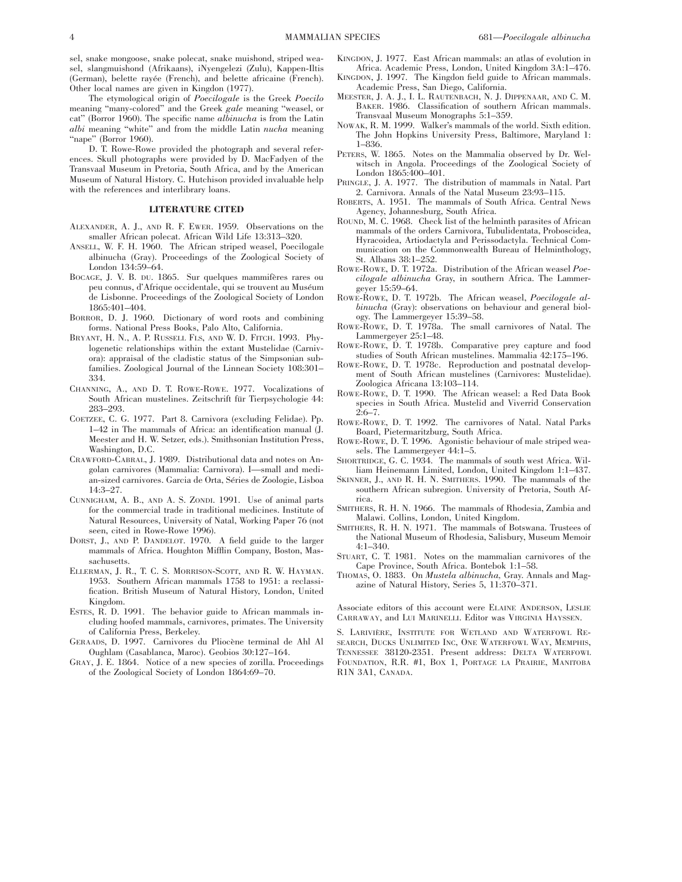sel, snake mongoose, snake polecat, snake muishond, striped weasel, slangmuishond (Afrikaans), iNyengelezi (Zulu), Kappen-Iltis (German), belette rayée (French), and belette africaine (French). Other local names are given in Kingdon (1977).

The etymological origin of *Poecilogale* is the Greek *Poecilo* meaning "many-colored" and the Greek *gale* meaning "weasel, or cat" (Borror 1960). The specific name *albinucha* is from the Latin *albi* meaning "white" and from the middle Latin *nucha* meaning "nape" (Borror 1960).

D. T. Rowe-Rowe provided the photograph and several references. Skull photographs were provided by D. MacFadyen of the Transvaal Museum in Pretoria, South Africa, and by the American Museum of Natural History. C. Hutchison provided invaluable help with the references and interlibrary loans.

## LITERATURE CITED

Alexander, A. J., and R. F. Ewer. 1959. Observations on the smaller African polecat. African Wild Life 13:313–320.

Ansell, W. F. H. 1960. The African striped weasel, Poecilogale albinucha (Gray). Proceedings of the Zoological Society of London 134:59–64.

Bocage, J. V. B. du. 1865. Sur quelques mammifères rares ou peu connus, d'Afrique occidentale, qui se trouvent au Muséum de Lisbonne. Proceedings of the Zoological Society of London 1865:401–404.

Borror, D. J. 1960. Dictionary of word roots and combining forms. National Press Books, Palo Alto, California.

Bryant, H. N., A. P. Russell Fls, and W. D. Fitch. 1993. Phylogenetic relationships within the extant Mustelidae (Carnivora): appraisal of the cladistic status of the Simpsonian subfamilies. Zoological Journal of the Linnean Society 108:301–334.

Channing, A., and D. T. Rowe-Rowe. 1977. Vocalizations of South African mustelines. Zeitschrift für Tierpsychologie 44: 283–293.

Coetzee, C. G. 1977. Part 8. Carnivora (excluding Felidae). Pp. 1–42 in The mammals of Africa: an identification manual (J. Meester and H. W. Setzer, eds.). Smithsonian Institution Press, Washington, D.C.

Crawford-Cabral, J. 1989. Distributional data and notes on Angolan carnivores (Mammalia: Carnivora). I—small and median-sized carnivores. Garcia de Orta, Séries de Zoologie, Lisboa 14:3–27.

Cunnigham, A. B., and A. S. Zondi. 1991. Use of animal parts for the commercial trade in traditional medicines. Institute of Natural Resources, University of Natal, Working Paper 76 (not seen, cited in Rowe-Rowe 1996).

Dorst, J., and P. Dandelot. 1970. A field guide to the larger mammals of Africa. Houghton Mifflin Company, Boston, Massachusetts.

Ellerman, J. R., T. C. S. Morrison-Scott, and R. W. Hayman. 1953. Southern African mammals 1758 to 1951: a reclassification. British Museum of Natural History, London, United Kingdom.

Estes, R. D. 1991. The behavior guide to African mammals including hoofed mammals, carnivores, primates. The University of California Press, Berkeley.

Geraads, D. 1997. Carnivores du Pliocène terminal de Ahl Al Oughlam (Casablanca, Maroc). Geobios 30:127–164.

Gray, J. E. 1864. Notice of a new species of zorilla. Proceedings of the Zoological Society of London 1864:69–70.

Kingdon, J. 1977. East African mammals: an atlas of evolution in Africa. Academic Press, London, United Kingdom 3A:1–476.

Kingdon, J. 1997. The Kingdon field guide to African mammals. Academic Press, San Diego, California.

Meester, J. A. J., I. L. Rautenbach, N. J. Dippenaar, and C. M. Baker. 1986. Classification of southern African mammals. Transvaal Museum Monographs 5:1–359.

Nowak, R. M. 1999. Walker's mammals of the world. Sixth edition. The John Hopkins University Press, Baltimore, Maryland 1: 1–836.

Peters, W. 1865. Notes on the Mammalia observed by Dr. Welwitsch in Angola. Proceedings of the Zoological Society of London 1865:400–401.

Pringle, J. A. 1977. The distribution of mammals in Natal. Part 2. Carnivora. Annals of the Natal Museum 23:93–115.

Roberts, A. 1951. The mammals of South Africa. Central News Agency, Johannesburg, South Africa.

Round, M. C. 1968. Check list of the helminth parasites of African mammals of the orders Carnivora, Tubulidentata, Proboscidea, Hyracoidea, Artiodactyla and Perissodactyla. Technical Communication on the Commonwealth Bureau of Helminthology, St. Albans 38:1–252.

Rowe-Rowe, D. T. 1972a. Distribution of the African weasel *Poecilogale albinucha* Gray, in southern Africa. The Lammergeyer 15:59–64.

Rowe-Rowe, D. T. 1972b. The African weasel, *Poecilogale albinucha* (Gray): observations on behaviour and general biology. The Lammergeyer 15:39–58.

Rowe-Rowe, D. T. 1978a. The small carnivores of Natal. The Lammergeyer 25:1–48.

Rowe-Rowe, D. T. 1978b. Comparative prey capture and food studies of South African mustelines. Mammalia 42:175–196.

Rowe-Rowe, D. T. 1978c. Reproduction and postnatal development of South African mustelines (Carnivores: Mustelidae). Zoologica Africana 13:103–114.

Rowe-Rowe, D. T. 1990. The African weasel: a Red Data Book species in South Africa. Mustelid and Viverrid Conservation 2:6–7.

Rowe-Rowe, D. T. 1992. The carnivores of Natal. Natal Parks Board, Pietermaritzburg, South Africa.

Rowe-Rowe, D. T. 1996. Agonistic behaviour of male striped weasels. The Lammergeyer 44:1–5.

Shortridge, G. C. 1934. The mammals of south west Africa. William Heinemann Limited, London, United Kingdom 1:1–437.

Skinner, J., and R. H. N. Smithers. 1990. The mammals of the southern African subregion. University of Pretoria, South Africa.

Smithers, R. H. N. 1966. The mammals of Rhodesia, Zambia and Malawi. Collins, London, United Kingdom.

Smithers, R. H. N. 1971. The mammals of Botswana. Trustees of the National Museum of Rhodesia, Salisbury, Museum Memoir 4:1–340.

Stuart, C. T. 1981. Notes on the mammalian carnivores of the Cape Province, South Africa. Bontebok 1:1–58.

Thomas, O. 1883. On *Mustela albinucha,* Gray. Annals and Magazine of Natural History, Series 5, 11:370–371.

Associate editors of this account were Elaine Anderson, Leslie Carraway, and Lui Marinelli. Editor was Virginia Hayssen.

S. Larivière, Institute for Wetland and Waterfowl Research, Ducks Unlimited Inc, One Waterfowl Way, Memphis, Tennessee 38120-2351. Present address: Delta Waterfowl Foundation, R.R. #1, Box 1, Portage la Prairie, Manitoba R1N 3A1, Canada.